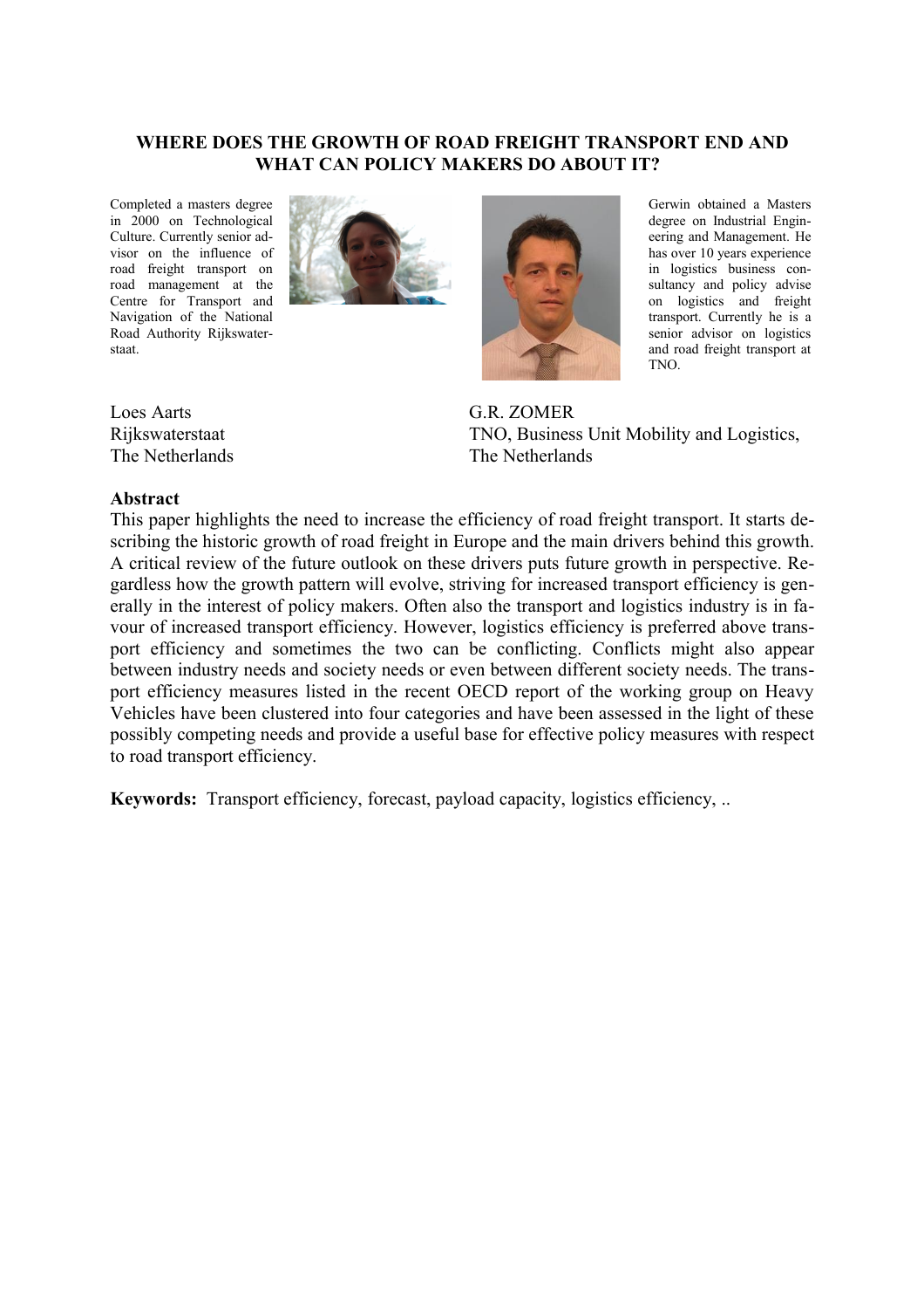# WHERE DOES THE GROWTH OF ROAD FREIGHT TRANSPORT END AND WHAT CAN POLICY MAKERS DO ABOUT IT?

Completed a masters degree in 2000 on Technological Culture. Currently senior advisor on the influence of road freight transport on road management at the Centre for Transport and Navigation of the National Road Authority Rijkswaterstaat.

Gerwin obtained a Masters degree on Industrial Engineering and Management. He has over 10 years experience in logistics business consultancy and policy advise on logistics and freight transport. Currently he is a senior advisor on logistics and road freight transport at TNO.

Loes Aarts
Rijkswaterstaat
The Netherlands

G.R. ZOMER
TNO, Business Unit Mobility and Logistics,
The Netherlands

## Abstract

This paper highlights the need to increase the efficiency of road freight transport. It starts describing the historic growth of road freight in Europe and the main drivers behind this growth. A critical review of the future outlook on these drivers puts future growth in perspective. Regardless how the growth pattern will evolve, striving for increased transport efficiency is generally in the interest of policy makers. Often also the transport and logistics industry is in favour of increased transport efficiency. However, logistics efficiency is preferred above transport efficiency and sometimes the two can be conflicting. Conflicts might also appear between industry needs and society needs or even between different society needs. The transport efficiency measures listed in the recent OECD report of the working group on Heavy Vehicles have been clustered into four categories and have been assessed in the light of these possibly competing needs and provide a useful base for effective policy measures with respect to road transport efficiency.

**Keywords:** Transport efficiency, forecast, payload capacity, logistics efficiency, ..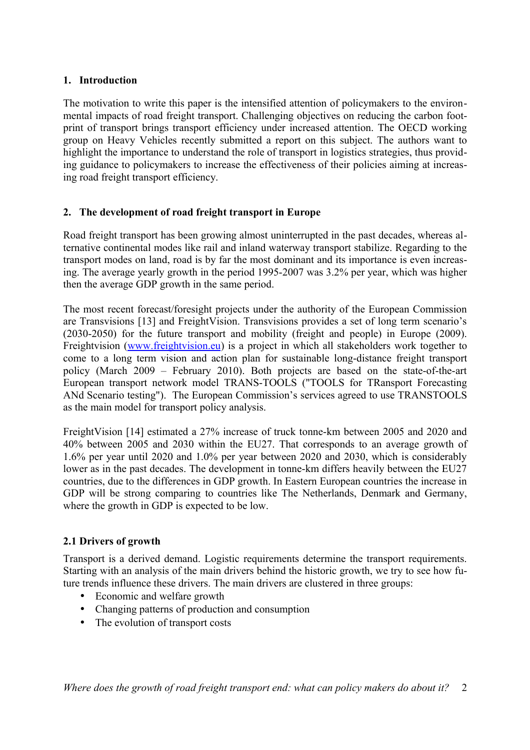## 1. Introduction

The motivation to write this paper is the intensified attention of policymakers to the environmental impacts of road freight transport. Challenging objectives on reducing the carbon footprint of transport brings transport efficiency under increased attention. The OECD working group on Heavy Vehicles recently submitted a report on this subject. The authors want to highlight the importance to understand the role of transport in logistics strategies, thus providing guidance to policymakers to increase the effectiveness of their policies aiming at increasing road freight transport efficiency.

## 2. The development of road freight transport in Europe

Road freight transport has been growing almost uninterrupted in the past decades, whereas alternative continental modes like rail and inland waterway transport stabilize. Regarding to the transport modes on land, road is by far the most dominant and its importance is even increasing. The average yearly growth in the period 1995-2007 was 3.2% per year, which was higher then the average GDP growth in the same period.

The most recent forecast/foresight projects under the authority of the European Commission are Transvisions [13] and FreightVision. Transvisions provides a set of long term scenario's (2030-2050) for the future transport and mobility (freight and people) in Europe (2009). Freightvision (www.freightvision.eu) is a project in which all stakeholders work together to come to a long term vision and action plan for sustainable long-distance freight transport policy (March 2009 – February 2010). Both projects are based on the state-of-the-art European transport network model TRANS-TOOLS ("TOOLS for TRansport Forecasting ANd Scenario testing"). The European Commission's services agreed to use TRANSTOOLS as the main model for transport policy analysis.

FreightVision [14] estimated a 27% increase of truck tonne-km between 2005 and 2020 and 40% between 2005 and 2030 within the EU27. That corresponds to an average growth of 1.6% per year until 2020 and 1.0% per year between 2020 and 2030, which is considerably lower as in the past decades. The development in tonne-km differs heavily between the EU27 countries, due to the differences in GDP growth. In Eastern European countries the increase in GDP will be strong comparing to countries like The Netherlands, Denmark and Germany, where the growth in GDP is expected to be low.

### 2.1 Drivers of growth

Transport is a derived demand. Logistic requirements determine the transport requirements. Starting with an analysis of the main drivers behind the historic growth, we try to see how future trends influence these drivers. The main drivers are clustered in three groups:

- Economic and welfare growth
- Changing patterns of production and consumption
- The evolution of transport costs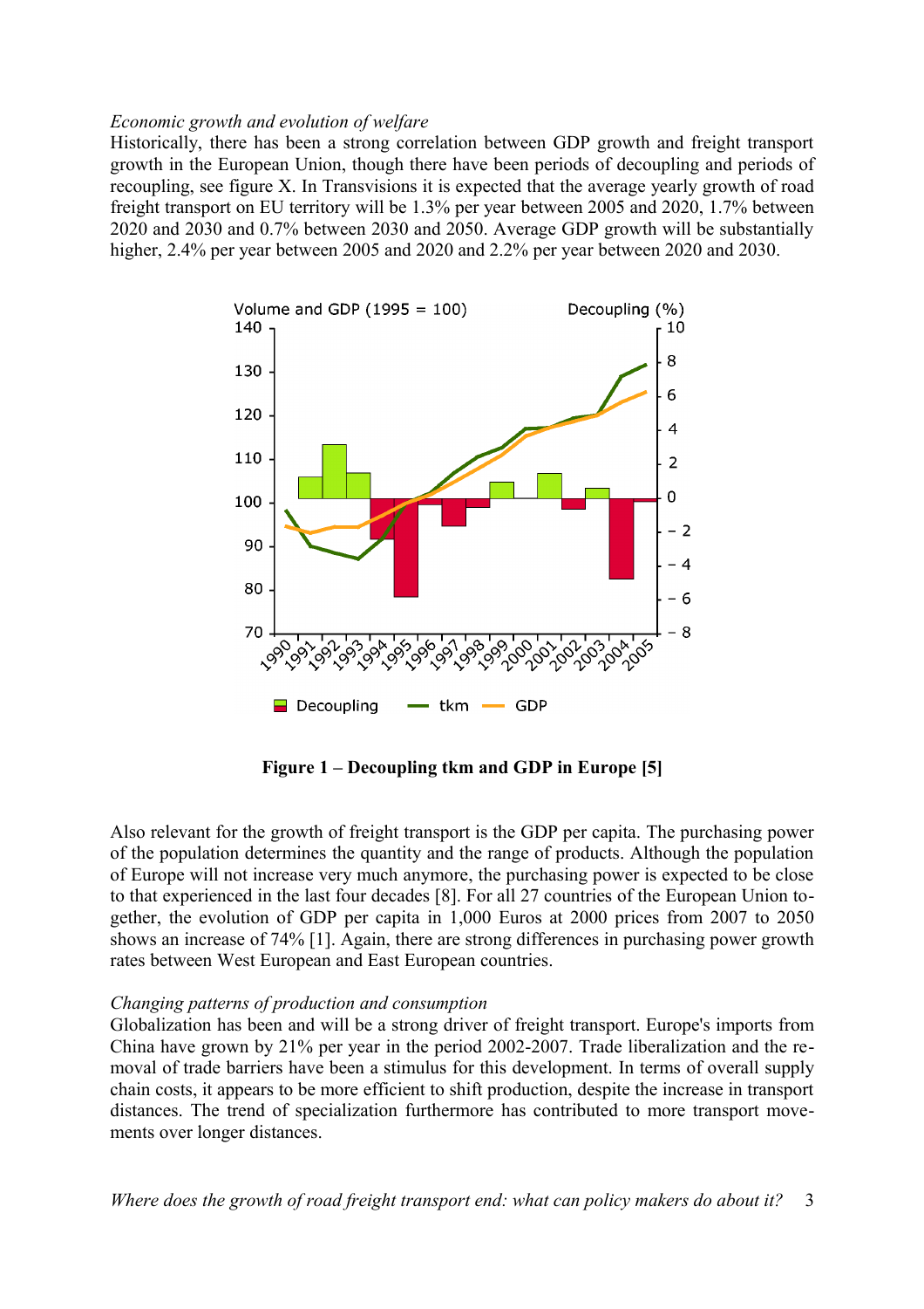*Economic growth and evolution of welfare*

Historically, there has been a strong correlation between GDP growth and freight transport growth in the European Union, though there have been periods of decoupling and periods of recoupling, see figure X. In Transvisions it is expected that the average yearly growth of road freight transport on EU territory will be 1.3% per year between 2005 and 2020, 1.7% between 2020 and 2030 and 0.7% between 2030 and 2050. Average GDP growth will be substantially higher, 2.4% per year between 2005 and 2020 and 2.2% per year between 2020 and 2030.

**Figure 1 – Decoupling tkm and GDP in Europe [5]**

Also relevant for the growth of freight transport is the GDP per capita. The purchasing power of the population determines the quantity and the range of products. Although the population of Europe will not increase very much anymore, the purchasing power is expected to be close to that experienced in the last four decades [8]. For all 27 countries of the European Union together, the evolution of GDP per capita in 1,000 Euros at 2000 prices from 2007 to 2050 shows an increase of 74% [1]. Again, there are strong differences in purchasing power growth rates between West European and East European countries.

*Changing patterns of production and consumption*

Globalization has been and will be a strong driver of freight transport. Europe's imports from China have grown by 21% per year in the period 2002-2007. Trade liberalization and the removal of trade barriers have been a stimulus for this development. In terms of overall supply chain costs, it appears to be more efficient to shift production, despite the increase in transport distances. The trend of specialization furthermore has contributed to more transport movements over longer distances.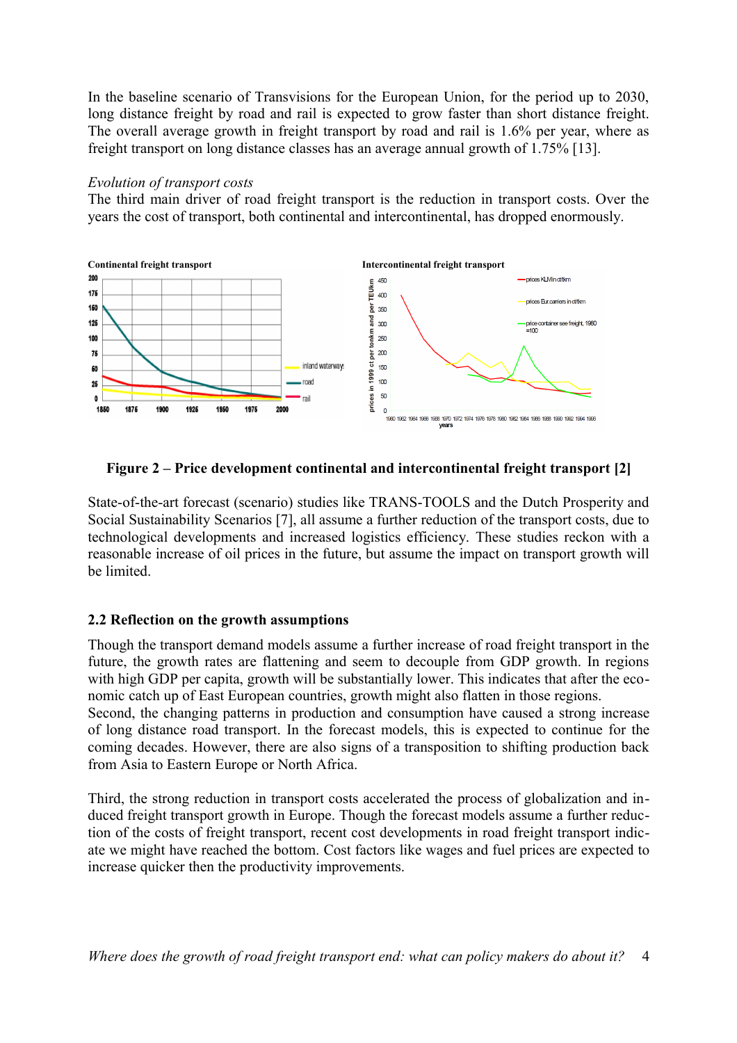In the baseline scenario of Transvisions for the European Union, for the period up to 2030, long distance freight by road and rail is expected to grow faster than short distance freight. The overall average growth in freight transport by road and rail is 1.6% per year, where as freight transport on long distance classes has an average annual growth of 1.75% [13].

*Evolution of transport costs*

The third main driver of road freight transport is the reduction in transport costs. Over the years the cost of transport, both continental and intercontinental, has dropped enormously.

**Figure 2 – Price development continental and intercontinental freight transport [2]**

State-of-the-art forecast (scenario) studies like TRANS-TOOLS and the Dutch Prosperity and Social Sustainability Scenarios [7], all assume a further reduction of the transport costs, due to technological developments and increased logistics efficiency. These studies reckon with a reasonable increase of oil prices in the future, but assume the impact on transport growth will be limited.

### 2.2 Reflection on the growth assumptions

Though the transport demand models assume a further increase of road freight transport in the future, the growth rates are flattening and seem to decouple from GDP growth. In regions with high GDP per capita, growth will be substantially lower. This indicates that after the economic catch up of East European countries, growth might also flatten in those regions.

Second, the changing patterns in production and consumption have caused a strong increase of long distance road transport. In the forecast models, this is expected to continue for the coming decades. However, there are also signs of a transposition to shifting production back from Asia to Eastern Europe or North Africa.

Third, the strong reduction in transport costs accelerated the process of globalization and induced freight transport growth in Europe. Though the forecast models assume a further reduction of the costs of freight transport, recent cost developments in road freight transport indicate we might have reached the bottom. Cost factors like wages and fuel prices are expected to increase quicker then the productivity improvements.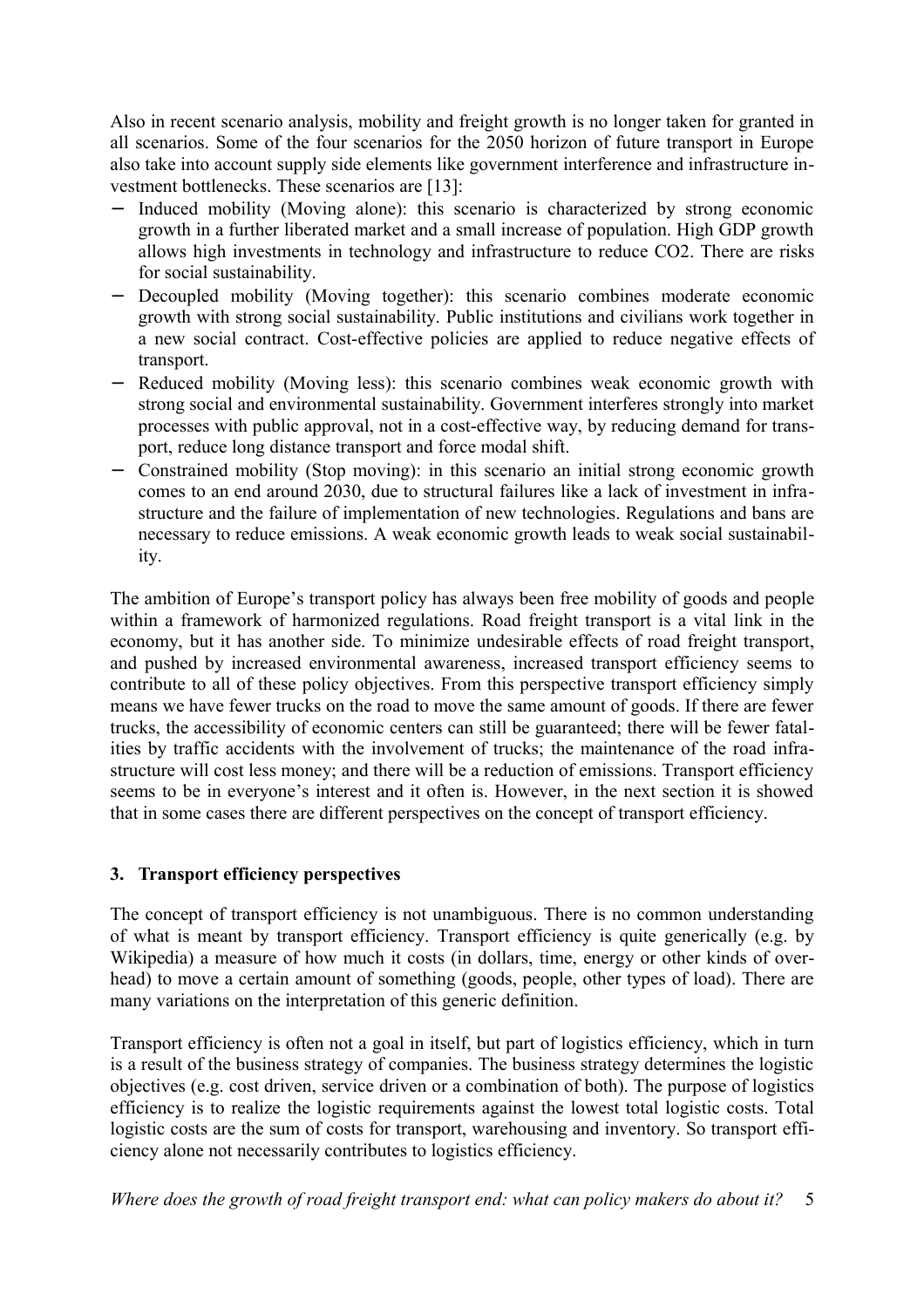Also in recent scenario analysis, mobility and freight growth is no longer taken for granted in all scenarios. Some of the four scenarios for the 2050 horizon of future transport in Europe also take into account supply side elements like government interference and infrastructure investment bottlenecks. These scenarios are [13]:

- Induced mobility (Moving alone): this scenario is characterized by strong economic growth in a further liberated market and a small increase of population. High GDP growth allows high investments in technology and infrastructure to reduce $CO_2$. There are risks for social sustainability.
- Decoupled mobility (Moving together): this scenario combines moderate economic growth with strong social sustainability. Public institutions and civilians work together in a new social contract. Cost-effective policies are applied to reduce negative effects of transport.
- Reduced mobility (Moving less): this scenario combines weak economic growth with strong social and environmental sustainability. Government interferes strongly into market processes with public approval, not in a cost-effective way, by reducing demand for transport, reduce long distance transport and force modal shift.
- Constrained mobility (Stop moving): in this scenario an initial strong economic growth comes to an end around 2030, due to structural failures like a lack of investment in infrastructure and the failure of implementation of new technologies. Regulations and bans are necessary to reduce emissions. A weak economic growth leads to weak social sustainability.

The ambition of Europe's transport policy has always been free mobility of goods and people within a framework of harmonized regulations. Road freight transport is a vital link in the economy, but it has another side. To minimize undesirable effects of road freight transport, and pushed by increased environmental awareness, increased transport efficiency seems to contribute to all of these policy objectives. From this perspective transport efficiency simply means we have fewer trucks on the road to move the same amount of goods. If there are fewer trucks, the accessibility of economic centers can still be guaranteed; there will be fewer fatalities by traffic accidents with the involvement of trucks; the maintenance of the road infrastructure will cost less money; and there will be a reduction of emissions. Transport efficiency seems to be in everyone's interest and it often is. However, in the next section it is showed that in some cases there are different perspectives on the concept of transport efficiency.

## 3. Transport efficiency perspectives

The concept of transport efficiency is not unambiguous. There is no common understanding of what is meant by transport efficiency. Transport efficiency is quite generically (e.g. by Wikipedia) a measure of how much it costs (in dollars, time, energy or other kinds of overhead) to move a certain amount of something (goods, people, other types of load). There are many variations on the interpretation of this generic definition.

Transport efficiency is often not a goal in itself, but part of logistics efficiency, which in turn is a result of the business strategy of companies. The business strategy determines the logistic objectives (e.g. cost driven, service driven or a combination of both). The purpose of logistics efficiency is to realize the logistic requirements against the lowest total logistic costs. Total logistic costs are the sum of costs for transport, warehousing and inventory. So transport efficiency alone not necessarily contributes to logistics efficiency.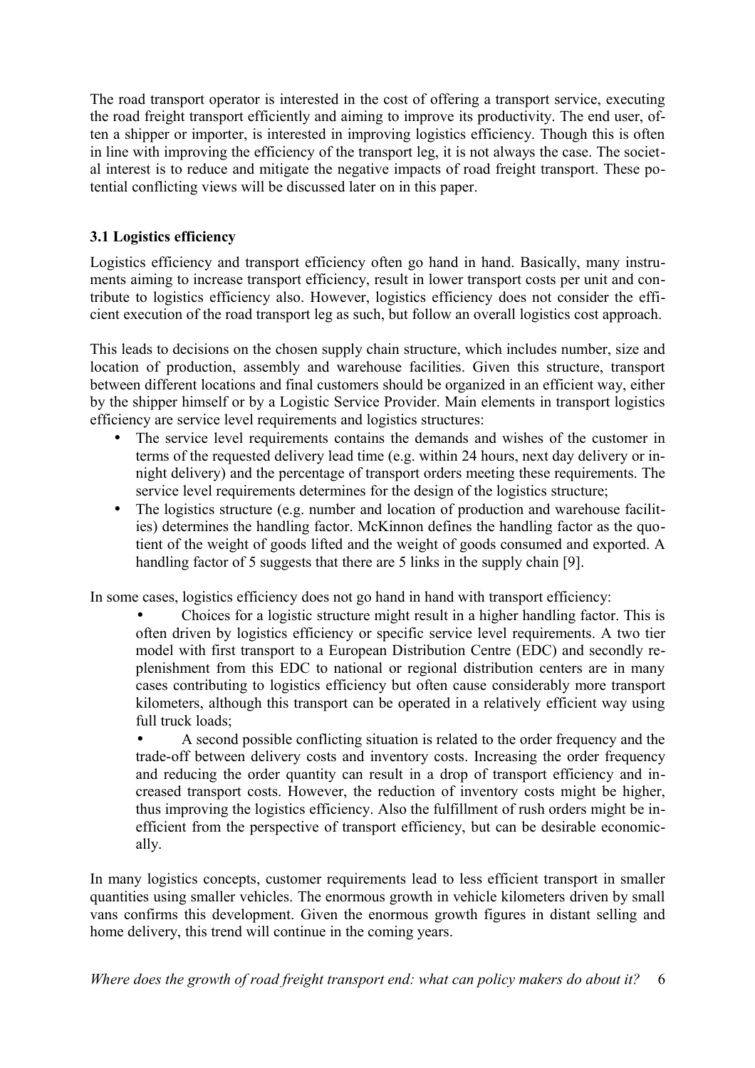The road transport operator is interested in the cost of offering a transport service, executing the road freight transport efficiently and aiming to improve its productivity. The end user, often a shipper or importer, is interested in improving logistics efficiency. Though this is often in line with improving the efficiency of the transport leg, it is not always the case. The societal interest is to reduce and mitigate the negative impacts of road freight transport. These potential conflicting views will be discussed later on in this paper.

### 3.1 Logistics efficiency

Logistics efficiency and transport efficiency often go hand in hand. Basically, many instruments aiming to increase transport efficiency, result in lower transport costs per unit and contribute to logistics efficiency also. However, logistics efficiency does not consider the efficient execution of the road transport leg as such, but follow an overall logistics cost approach.

This leads to decisions on the chosen supply chain structure, which includes number, size and location of production, assembly and warehouse facilities. Given this structure, transport between different locations and final customers should be organized in an efficient way, either by the shipper himself or by a Logistic Service Provider. Main elements in transport logistics efficiency are service level requirements and logistics structures:

- The service level requirements contains the demands and wishes of the customer in terms of the requested delivery lead time (e.g. within 24 hours, next day delivery or in-night delivery) and the percentage of transport orders meeting these requirements. The service level requirements determines for the design of the logistics structure;
- The logistics structure (e.g. number and location of production and warehouse facilities) determines the handling factor. McKinnon defines the handling factor as the quotient of the weight of goods lifted and the weight of goods consumed and exported. A handling factor of 5 suggests that there are 5 links in the supply chain [9].

In some cases, logistics efficiency does not go hand in hand with transport efficiency:

- Choices for a logistic structure might result in a higher handling factor. This is often driven by logistics efficiency or specific service level requirements. A two tier model with first transport to a European Distribution Centre (EDC) and secondly replenishment from this EDC to national or regional distribution centers are in many cases contributing to logistics efficiency but often cause considerably more transport kilometers, although this transport can be operated in a relatively efficient way using full truck loads;
- A second possible conflicting situation is related to the order frequency and the trade-off between delivery costs and inventory costs. Increasing the order frequency and reducing the order quantity can result in a drop of transport efficiency and increased transport costs. However, the reduction of inventory costs might be higher, thus improving the logistics efficiency. Also the fulfillment of rush orders might be inefficient from the perspective of transport efficiency, but can be desirable economically.

In many logistics concepts, customer requirements lead to less efficient transport in smaller quantities using smaller vehicles. The enormous growth in vehicle kilometers driven by small vans confirms this development. Given the enormous growth figures in distant selling and home delivery, this trend will continue in the coming years.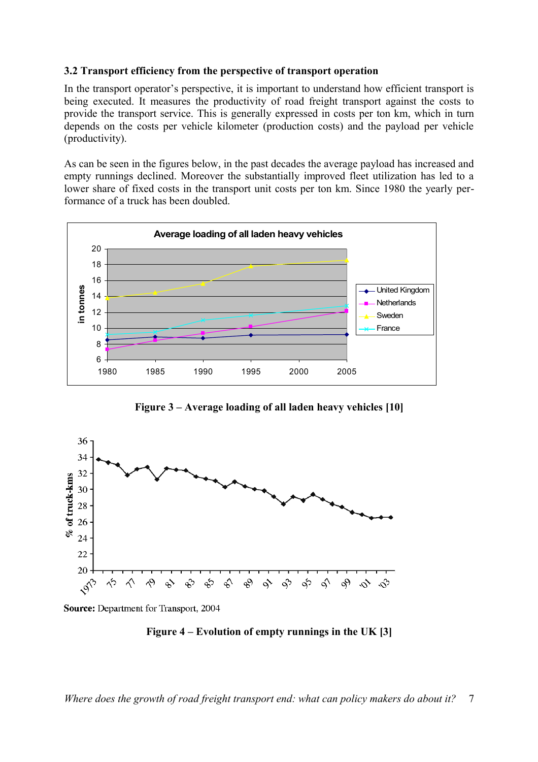### 3.2 Transport efficiency from the perspective of transport operation

In the transport operator's perspective, it is important to understand how efficient transport is being executed. It measures the productivity of road freight transport against the costs to provide the transport service. This is generally expressed in costs per ton km, which in turn depends on the costs per vehicle kilometer (production costs) and the payload per vehicle (productivity).

As can be seen in the figures below, in the past decades the average payload has increased and empty runnings declined. Moreover the substantially improved fleet utilization has led to a lower share of fixed costs in the transport unit costs per ton km. Since 1980 the yearly performance of a truck has been doubled.

**Figure 3 – Average loading of all laden heavy vehicles [10]**

**Source:** Department for Transport, 2004

**Figure 4 – Evolution of empty runnings in the UK [3]**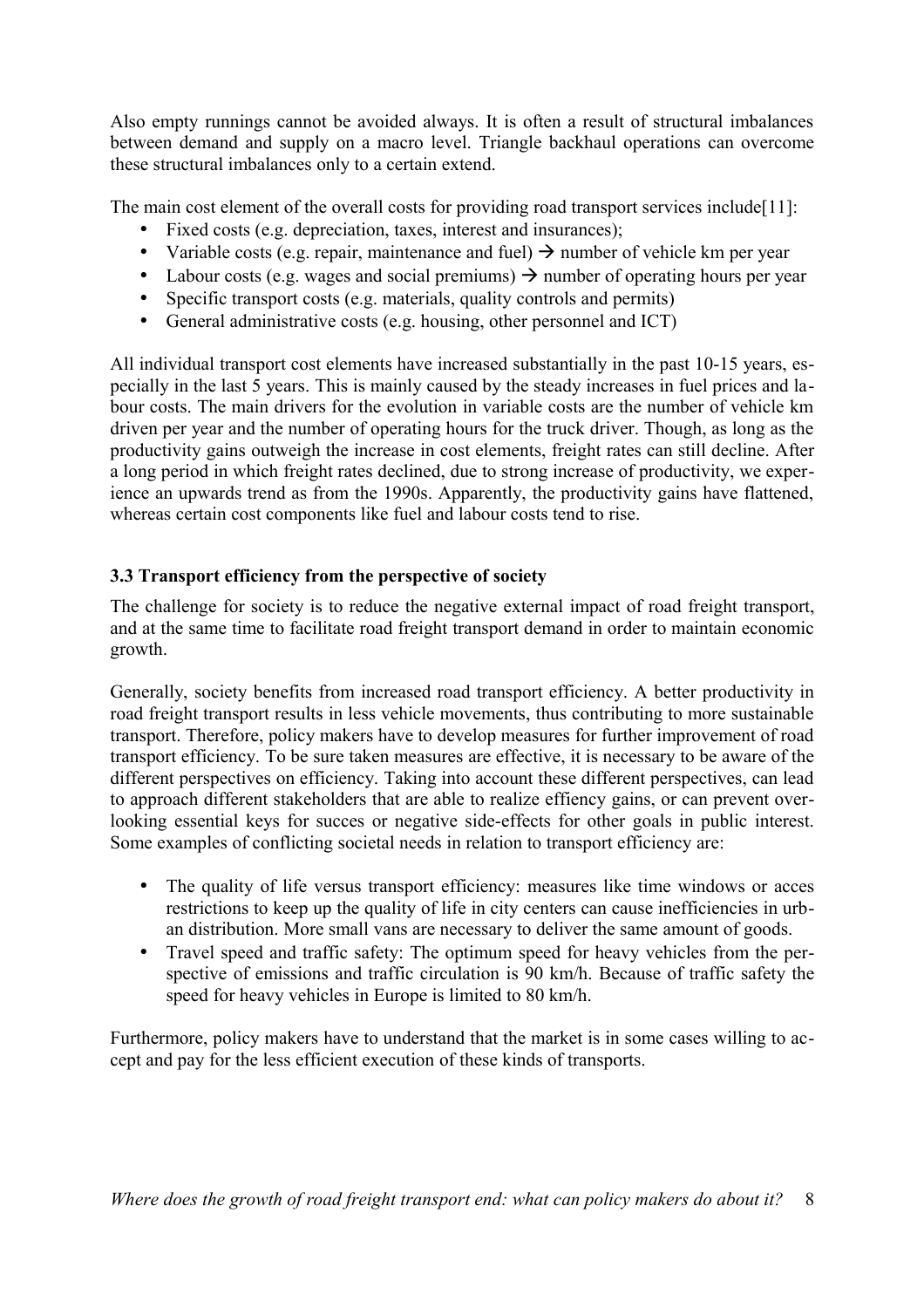Also empty runnings cannot be avoided always. It is often a result of structural imbalances between demand and supply on a macro level. Triangle backhaul operations can overcome these structural imbalances only to a certain extend.

The main cost element of the overall costs for providing road transport services include[11]:

- Fixed costs (e.g. depreciation, taxes, interest and insurances);
- Variable costs (e.g. repair, maintenance and fuel) → number of vehicle km per year
- Labour costs (e.g. wages and social premiums) → number of operating hours per year
- Specific transport costs (e.g. materials, quality controls and permits)
- General administrative costs (e.g. housing, other personnel and ICT)

All individual transport cost elements have increased substantially in the past 10-15 years, especially in the last 5 years. This is mainly caused by the steady increases in fuel prices and labour costs. The main drivers for the evolution in variable costs are the number of vehicle km driven per year and the number of operating hours for the truck driver. Though, as long as the productivity gains outweigh the increase in cost elements, freight rates can still decline. After a long period in which freight rates declined, due to strong increase of productivity, we experience an upwards trend as from the 1990s. Apparently, the productivity gains have flattened, whereas certain cost components like fuel and labour costs tend to rise.

### 3.3 Transport efficiency from the perspective of society

The challenge for society is to reduce the negative external impact of road freight transport, and at the same time to facilitate road freight transport demand in order to maintain economic growth.

Generally, society benefits from increased road transport efficiency. A better productivity in road freight transport results in less vehicle movements, thus contributing to more sustainable transport. Therefore, policy makers have to develop measures for further improvement of road transport efficiency. To be sure taken measures are effective, it is necessary to be aware of the different perspectives on efficiency. Taking into account these different perspectives, can lead to approach different stakeholders that are able to realize effiency gains, or can prevent overlooking essential keys for succes or negative side-effects for other goals in public interest. Some examples of conflicting societal needs in relation to transport efficiency are:

- The quality of life versus transport efficiency: measures like time windows or acces restrictions to keep up the quality of life in city centers can cause inefficiencies in urban distribution. More small vans are necessary to deliver the same amount of goods.
- Travel speed and traffic safety: The optimum speed for heavy vehicles from the perspective of emissions and traffic circulation is 90 km/h. Because of traffic safety the speed for heavy vehicles in Europe is limited to 80 km/h.

Furthermore, policy makers have to understand that the market is in some cases willing to accept and pay for the less efficient execution of these kinds of transports.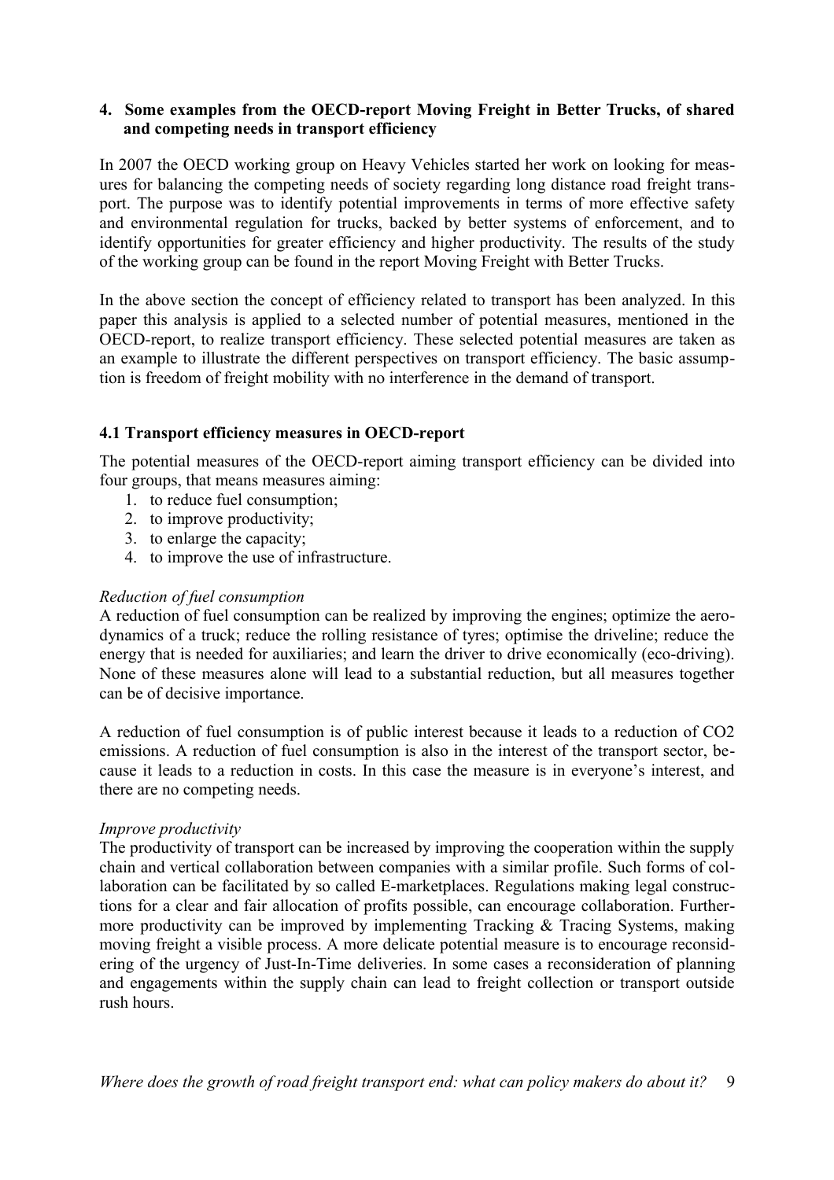## 4. Some examples from the OECD-report Moving Freight in Better Trucks, of shared and competing needs in transport efficiency

In 2007 the OECD working group on Heavy Vehicles started her work on looking for measures for balancing the competing needs of society regarding long distance road freight transport. The purpose was to identify potential improvements in terms of more effective safety and environmental regulation for trucks, backed by better systems of enforcement, and to identify opportunities for greater efficiency and higher productivity. The results of the study of the working group can be found in the report Moving Freight with Better Trucks.

In the above section the concept of efficiency related to transport has been analyzed. In this paper this analysis is applied to a selected number of potential measures, mentioned in the OECD-report, to realize transport efficiency. These selected potential measures are taken as an example to illustrate the different perspectives on transport efficiency. The basic assumption is freedom of freight mobility with no interference in the demand of transport.

### 4.1 Transport efficiency measures in OECD-report

The potential measures of the OECD-report aiming transport efficiency can be divided into four groups, that means measures aiming:

1. to reduce fuel consumption;
2. to improve productivity;
3. to enlarge the capacity;
4. to improve the use of infrastructure.

*Reduction of fuel consumption*

A reduction of fuel consumption can be realized by improving the engines; optimize the aerodynamics of a truck; reduce the rolling resistance of tyres; optimise the driveline; reduce the energy that is needed for auxiliaries; and learn the driver to drive economically (eco-driving). None of these measures alone will lead to a substantial reduction, but all measures together can be of decisive importance.

A reduction of fuel consumption is of public interest because it leads to a reduction of $CO_2$ emissions. A reduction of fuel consumption is also in the interest of the transport sector, because it leads to a reduction in costs. In this case the measure is in everyone's interest, and there are no competing needs.

*Improve productivity*

The productivity of transport can be increased by improving the cooperation within the supply chain and vertical collaboration between companies with a similar profile. Such forms of collaboration can be facilitated by so called E-marketplaces. Regulations making legal constructions for a clear and fair allocation of profits possible, can encourage collaboration. Furthermore productivity can be improved by implementing Tracking & Tracing Systems, making moving freight a visible process. A more delicate potential measure is to encourage reconsidering of the urgency of Just-In-Time deliveries. In some cases a reconsideration of planning and engagements within the supply chain can lead to freight collection or transport outside rush hours.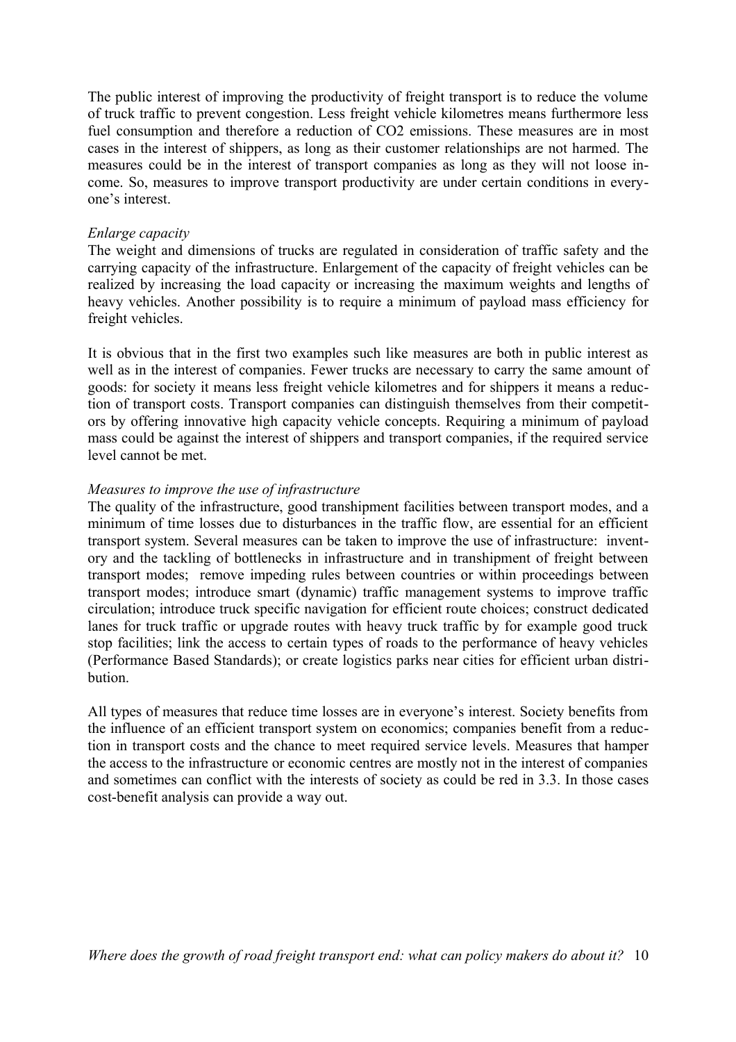The public interest of improving the productivity of freight transport is to reduce the volume of truck traffic to prevent congestion. Less freight vehicle kilometres means furthermore less fuel consumption and therefore a reduction of $CO_2$ emissions. These measures are in most cases in the interest of shippers, as long as their customer relationships are not harmed. The measures could be in the interest of transport companies as long as they will not loose income. So, measures to improve transport productivity are under certain conditions in everyone's interest.

*Enlarge capacity*

The weight and dimensions of trucks are regulated in consideration of traffic safety and the carrying capacity of the infrastructure. Enlargement of the capacity of freight vehicles can be realized by increasing the load capacity or increasing the maximum weights and lengths of heavy vehicles. Another possibility is to require a minimum of payload mass efficiency for freight vehicles.

It is obvious that in the first two examples such like measures are both in public interest as well as in the interest of companies. Fewer trucks are necessary to carry the same amount of goods: for society it means less freight vehicle kilometres and for shippers it means a reduction of transport costs. Transport companies can distinguish themselves from their competitors by offering innovative high capacity vehicle concepts. Requiring a minimum of payload mass could be against the interest of shippers and transport companies, if the required service level cannot be met.

*Measures to improve the use of infrastructure*

The quality of the infrastructure, good transhipment facilities between transport modes, and a minimum of time losses due to disturbances in the traffic flow, are essential for an efficient transport system. Several measures can be taken to improve the use of infrastructure: inventory and the tackling of bottlenecks in infrastructure and in transhipment of freight between transport modes; remove impeding rules between countries or within proceedings between transport modes; introduce smart (dynamic) traffic management systems to improve traffic circulation; introduce truck specific navigation for efficient route choices; construct dedicated lanes for truck traffic or upgrade routes with heavy truck traffic by for example good truck stop facilities; link the access to certain types of roads to the performance of heavy vehicles (Performance Based Standards); or create logistics parks near cities for efficient urban distribution.

All types of measures that reduce time losses are in everyone's interest. Society benefits from the influence of an efficient transport system on economics; companies benefit from a reduction in transport costs and the chance to meet required service levels. Measures that hamper the access to the infrastructure or economic centres are mostly not in the interest of companies and sometimes can conflict with the interests of society as could be red in 3.3. In those cases cost-benefit analysis can provide a way out.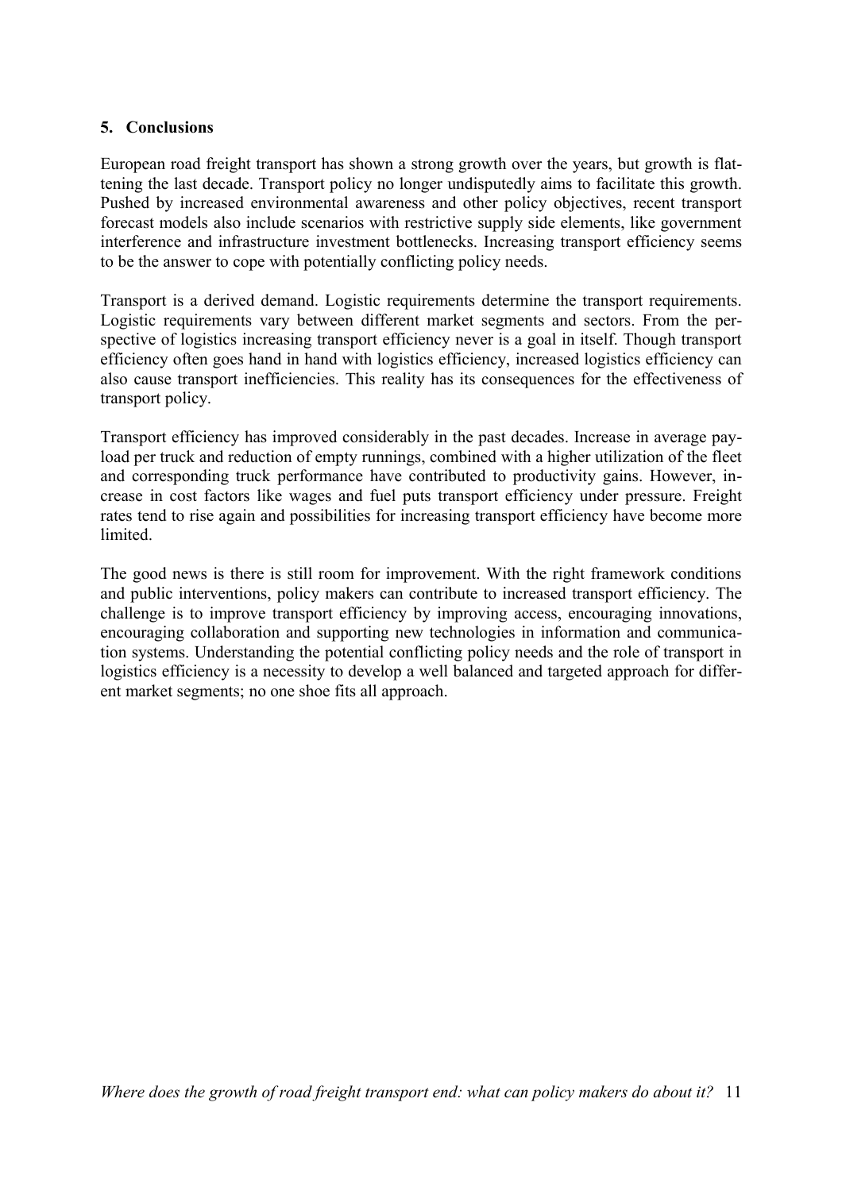## 5. Conclusions

European road freight transport has shown a strong growth over the years, but growth is flattening the last decade. Transport policy no longer undisputedly aims to facilitate this growth. Pushed by increased environmental awareness and other policy objectives, recent transport forecast models also include scenarios with restrictive supply side elements, like government interference and infrastructure investment bottlenecks. Increasing transport efficiency seems to be the answer to cope with potentially conflicting policy needs.

Transport is a derived demand. Logistic requirements determine the transport requirements. Logistic requirements vary between different market segments and sectors. From the perspective of logistics increasing transport efficiency never is a goal in itself. Though transport efficiency often goes hand in hand with logistics efficiency, increased logistics efficiency can also cause transport inefficiencies. This reality has its consequences for the effectiveness of transport policy.

Transport efficiency has improved considerably in the past decades. Increase in average payload per truck and reduction of empty runnings, combined with a higher utilization of the fleet and corresponding truck performance have contributed to productivity gains. However, increase in cost factors like wages and fuel puts transport efficiency under pressure. Freight rates tend to rise again and possibilities for increasing transport efficiency have become more limited.

The good news is there is still room for improvement. With the right framework conditions and public interventions, policy makers can contribute to increased transport efficiency. The challenge is to improve transport efficiency by improving access, encouraging innovations, encouraging collaboration and supporting new technologies in information and communication systems. Understanding the potential conflicting policy needs and the role of transport in logistics efficiency is a necessity to develop a well balanced and targeted approach for different market segments; no one shoe fits all approach.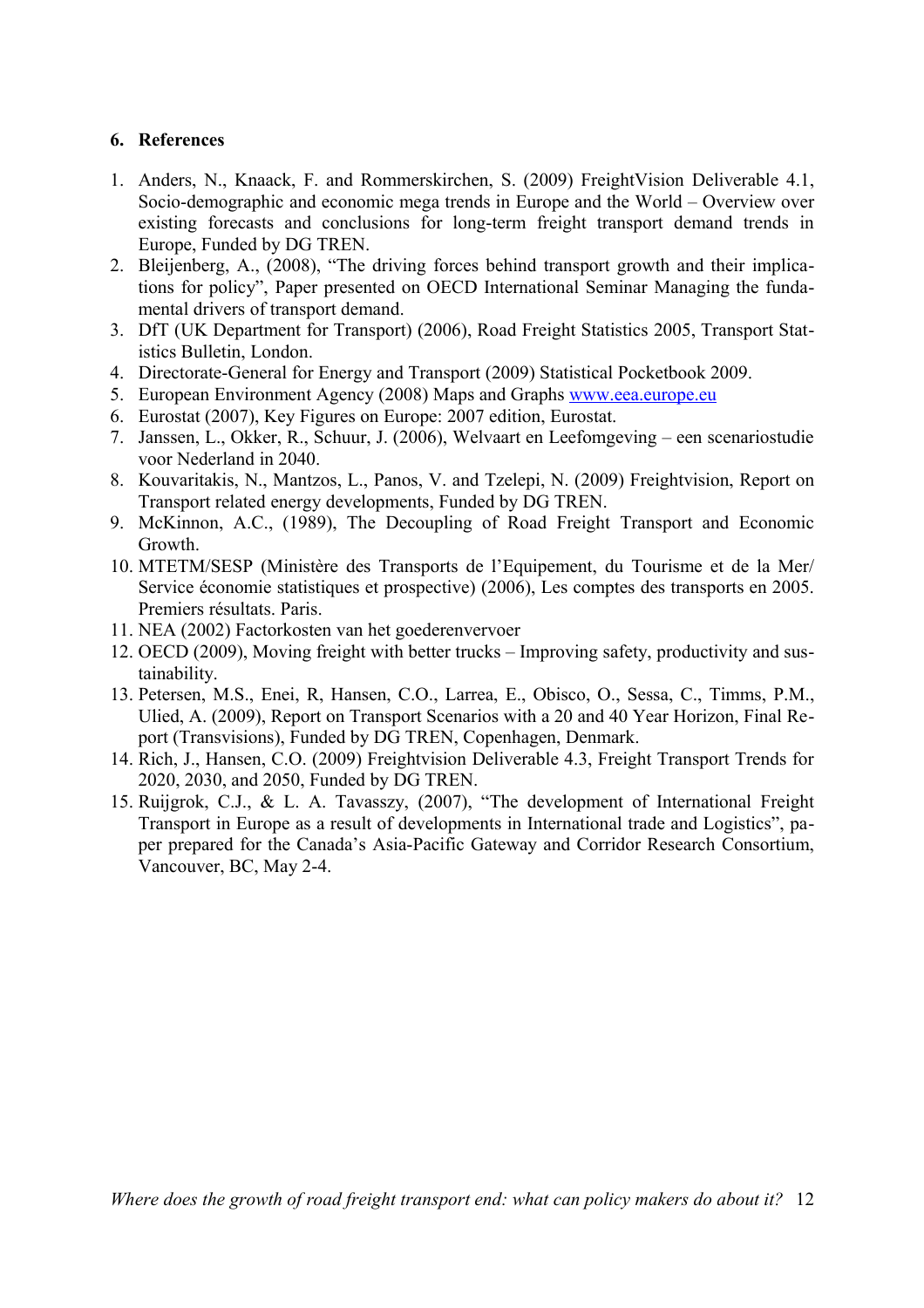## 6. References

1. Anders, N., Knaack, F. and Rommerskirchen, S. (2009) FreightVision Deliverable 4.1, Socio-demographic and economic mega trends in Europe and the World – Overview over existing forecasts and conclusions for long-term freight transport demand trends in Europe, Funded by DG TREN.
2. Bleijenberg, A., (2008), "The driving forces behind transport growth and their implications for policy", Paper presented on OECD International Seminar Managing the fundamental drivers of transport demand.
3. DfT (UK Department for Transport) (2006), Road Freight Statistics 2005, Transport Statistics Bulletin, London.
4. Directorate-General for Energy and Transport (2009) Statistical Pocketbook 2009.
5. European Environment Agency (2008) Maps and Graphs www.eea.europe.eu
6. Eurostat (2007), Key Figures on Europe: 2007 edition, Eurostat.
7. Janssen, L., Okker, R., Schuur, J. (2006), Welvaart en Leefomgeving – een scenariostudie voor Nederland in 2040.
8. Kouvaritakis, N., Mantzos, L., Panos, V. and Tzelepi, N. (2009) Freightvision, Report on Transport related energy developments, Funded by DG TREN.
9. McKinnon, A.C., (1989), The Decoupling of Road Freight Transport and Economic Growth.
10. MTETM/SESP (Ministère des Transports de l'Equipement, du Tourisme et de la Mer/ Service économie statistiques et prospective) (2006), Les comptes des transports en 2005. Premiers résultats. Paris.
11. NEA (2002) Factorkosten van het goederenvervoer
12. OECD (2009), Moving freight with better trucks – Improving safety, productivity and sustainability.
13. Petersen, M.S., Enei, R, Hansen, C.O., Larrea, E., Obisco, O., Sessa, C., Timms, P.M., Ulied, A. (2009), Report on Transport Scenarios with a 20 and 40 Year Horizon, Final Report (Transvisions), Funded by DG TREN, Copenhagen, Denmark.
14. Rich, J., Hansen, C.O. (2009) Freightvision Deliverable 4.3, Freight Transport Trends for 2020, 2030, and 2050, Funded by DG TREN.
15. Ruijgrok, C.J., & L. A. Tavasszy, (2007), "The development of International Freight Transport in Europe as a result of developments in International trade and Logistics", paper prepared for the Canada's Asia-Pacific Gateway and Corridor Research Consortium, Vancouver, BC, May 2-4.